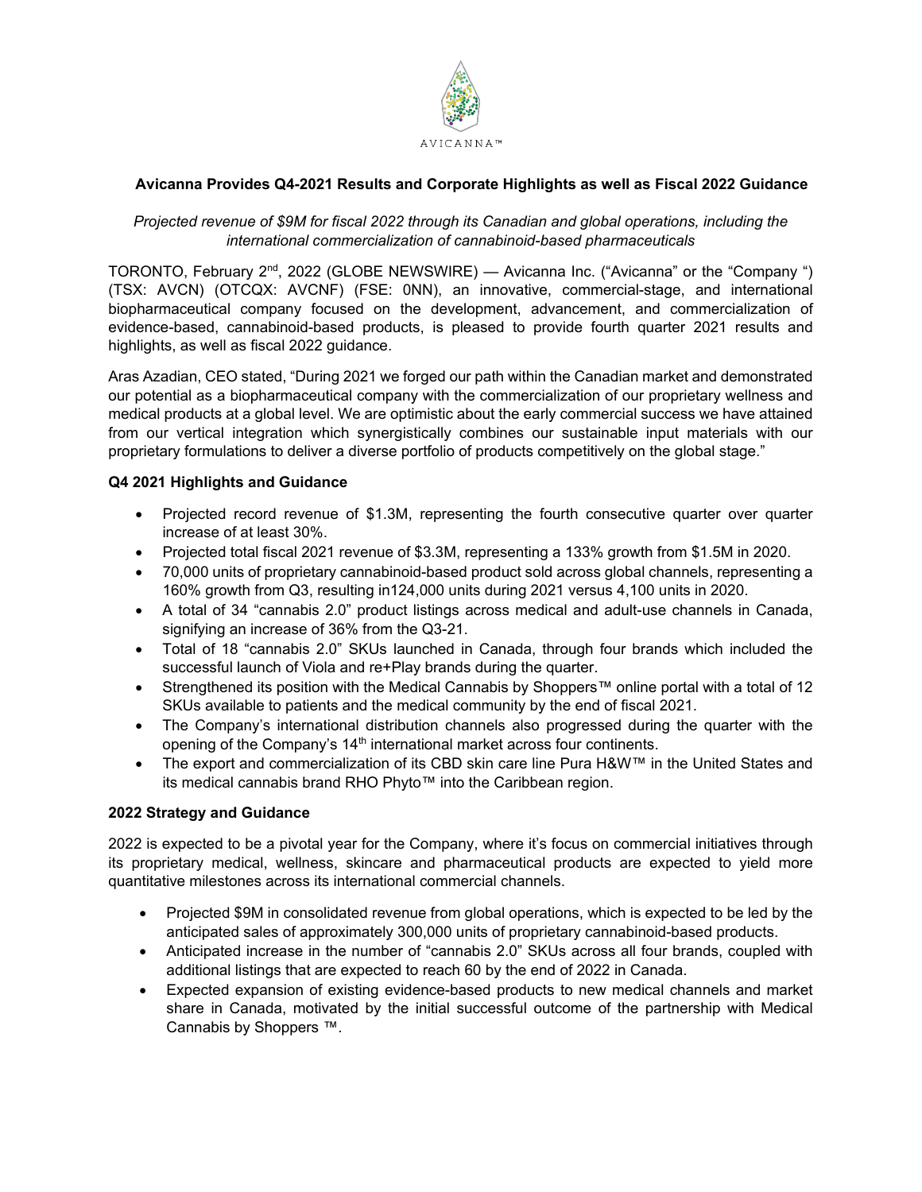AVICANNA™

## Avicanna Provides Q4-2021 Results and Corporate Highlights as well as Fiscal 2022 Guidance

*Projected revenue of $9M for fiscal 2022 through its Canadian and global operations, including the international commercialization of cannabinoid-based pharmaceuticals*

TORONTO, February 2nd, 2022 (GLOBE NEWSWIRE) — Avicanna Inc. ("Avicanna" or the "Company ") (TSX: AVCN) (OTCQX: AVCNF) (FSE: 0NN), an innovative, commercial-stage, and international biopharmaceutical company focused on the development, advancement, and commercialization of evidence-based, cannabinoid-based products, is pleased to provide fourth quarter 2021 results and highlights, as well as fiscal 2022 guidance.

Aras Azadian, CEO stated, "During 2021 we forged our path within the Canadian market and demonstrated our potential as a biopharmaceutical company with the commercialization of our proprietary wellness and medical products at a global level. We are optimistic about the early commercial success we have attained from our vertical integration which synergistically combines our sustainable input materials with our proprietary formulations to deliver a diverse portfolio of products competitively on the global stage."

### Q4 2021 Highlights and Guidance

- Projected record revenue of $1.3M, representing the fourth consecutive quarter over quarter increase of at least 30%.
- Projected total fiscal 2021 revenue of $3.3M, representing a 133% growth from $1.5M in 2020.
- 70,000 units of proprietary cannabinoid-based product sold across global channels, representing a 160% growth from Q3, resulting in124,000 units during 2021 versus 4,100 units in 2020.
- A total of 34 "cannabis 2.0" product listings across medical and adult-use channels in Canada, signifying an increase of 36% from the Q3-21.
- Total of 18 "cannabis 2.0" SKUs launched in Canada, through four brands which included the successful launch of Viola and re+Play brands during the quarter.
- Strengthened its position with the Medical Cannabis by Shoppers™ online portal with a total of 12 SKUs available to patients and the medical community by the end of fiscal 2021.
- The Company's international distribution channels also progressed during the quarter with the opening of the Company's 14th international market across four continents.
- The export and commercialization of its CBD skin care line Pura H&W™ in the United States and its medical cannabis brand RHO Phyto™ into the Caribbean region.

### 2022 Strategy and Guidance

2022 is expected to be a pivotal year for the Company, where it's focus on commercial initiatives through its proprietary medical, wellness, skincare and pharmaceutical products are expected to yield more quantitative milestones across its international commercial channels.

- Projected $9M in consolidated revenue from global operations, which is expected to be led by the anticipated sales of approximately 300,000 units of proprietary cannabinoid-based products.
- Anticipated increase in the number of "cannabis 2.0" SKUs across all four brands, coupled with additional listings that are expected to reach 60 by the end of 2022 in Canada.
- Expected expansion of existing evidence-based products to new medical channels and market share in Canada, motivated by the initial successful outcome of the partnership with Medical Cannabis by Shoppers ™.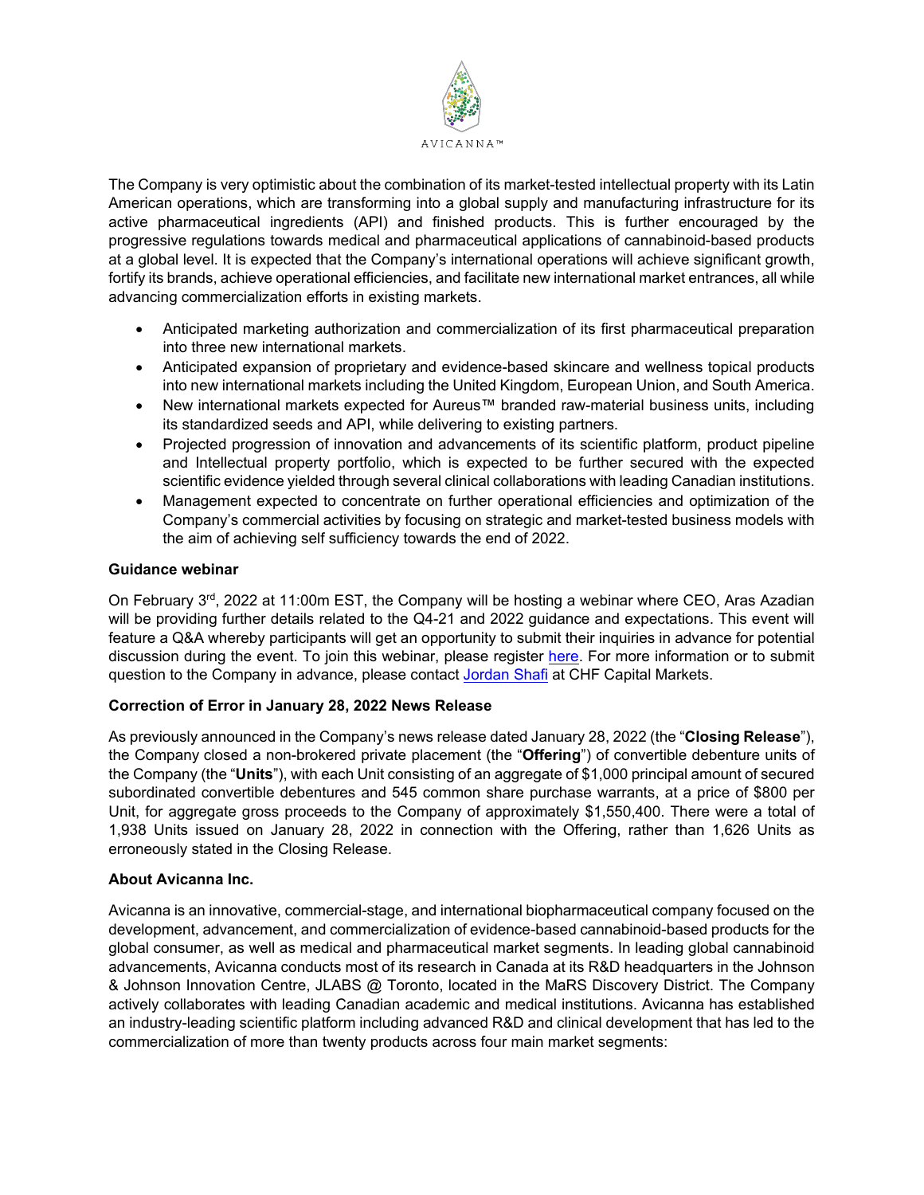The Company is very optimistic about the combination of its market-tested intellectual property with its Latin American operations, which are transforming into a global supply and manufacturing infrastructure for its active pharmaceutical ingredients (API) and finished products. This is further encouraged by the progressive regulations towards medical and pharmaceutical applications of cannabinoid-based products at a global level. It is expected that the Company's international operations will achieve significant growth, fortify its brands, achieve operational efficiencies, and facilitate new international market entrances, all while advancing commercialization efforts in existing markets.

- Anticipated marketing authorization and commercialization of its first pharmaceutical preparation into three new international markets.
- Anticipated expansion of proprietary and evidence-based skincare and wellness topical products into new international markets including the United Kingdom, European Union, and South America.
- New international markets expected for Aureus™ branded raw-material business units, including its standardized seeds and API, while delivering to existing partners.
- Projected progression of innovation and advancements of its scientific platform, product pipeline and Intellectual property portfolio, which is expected to be further secured with the expected scientific evidence yielded through several clinical collaborations with leading Canadian institutions.
- Management expected to concentrate on further operational efficiencies and optimization of the Company's commercial activities by focusing on strategic and market-tested business models with the aim of achieving self sufficiency towards the end of 2022.

**Guidance webinar**

On February 3rd, 2022 at 11:00m EST, the Company will be hosting a webinar where CEO, Aras Azadian will be providing further details related to the Q4-21 and 2022 guidance and expectations. This event will feature a Q&A whereby participants will get an opportunity to submit their inquiries in advance for potential discussion during the event. To join this webinar, please register here. For more information or to submit question to the Company in advance, please contact Jordan Shafi at CHF Capital Markets.

**Correction of Error in January 28, 2022 News Release**

As previously announced in the Company's news release dated January 28, 2022 (the "**Closing Release**"), the Company closed a non-brokered private placement (the "**Offering**") of convertible debenture units of the Company (the "**Units**"), with each Unit consisting of an aggregate of $1,000 principal amount of secured subordinated convertible debentures and 545 common share purchase warrants, at a price of $800 per Unit, for aggregate gross proceeds to the Company of approximately $1,550,400. There were a total of 1,938 Units issued on January 28, 2022 in connection with the Offering, rather than 1,626 Units as erroneously stated in the Closing Release.

**About Avicanna Inc.**

Avicanna is an innovative, commercial-stage, and international biopharmaceutical company focused on the development, advancement, and commercialization of evidence-based cannabinoid-based products for the global consumer, as well as medical and pharmaceutical market segments. In leading global cannabinoid advancements, Avicanna conducts most of its research in Canada at its R&D headquarters in the Johnson & Johnson Innovation Centre, JLABS @ Toronto, located in the MaRS Discovery District. The Company actively collaborates with leading Canadian academic and medical institutions. Avicanna has established an industry-leading scientific platform including advanced R&D and clinical development that has led to the commercialization of more than twenty products across four main market segments: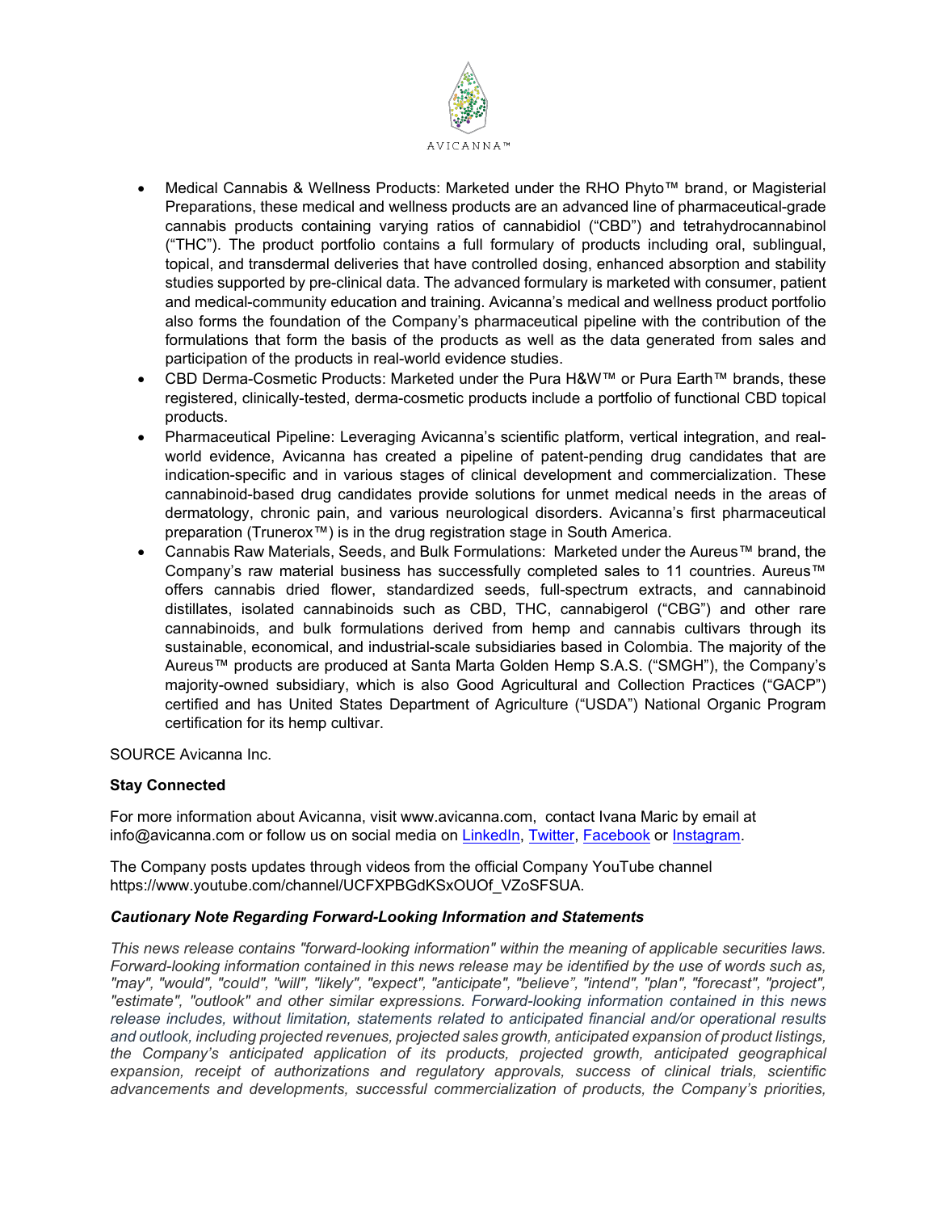- Medical Cannabis & Wellness Products: Marketed under the RHO Phyto™ brand, or Magisterial Preparations, these medical and wellness products are an advanced line of pharmaceutical-grade cannabis products containing varying ratios of cannabidiol ("CBD") and tetrahydrocannabinol ("THC"). The product portfolio contains a full formulary of products including oral, sublingual, topical, and transdermal deliveries that have controlled dosing, enhanced absorption and stability studies supported by pre-clinical data. The advanced formulary is marketed with consumer, patient and medical-community education and training. Avicanna's medical and wellness product portfolio also forms the foundation of the Company's pharmaceutical pipeline with the contribution of the formulations that form the basis of the products as well as the data generated from sales and participation of the products in real-world evidence studies.
- CBD Derma-Cosmetic Products: Marketed under the Pura H&W™ or Pura Earth™ brands, these registered, clinically-tested, derma-cosmetic products include a portfolio of functional CBD topical products.
- Pharmaceutical Pipeline: Leveraging Avicanna's scientific platform, vertical integration, and real-world evidence, Avicanna has created a pipeline of patent-pending drug candidates that are indication-specific and in various stages of clinical development and commercialization. These cannabinoid-based drug candidates provide solutions for unmet medical needs in the areas of dermatology, chronic pain, and various neurological disorders. Avicanna's first pharmaceutical preparation (Trunerox™) is in the drug registration stage in South America.
- Cannabis Raw Materials, Seeds, and Bulk Formulations: Marketed under the Aureus™ brand, the Company's raw material business has successfully completed sales to 11 countries. Aureus™ offers cannabis dried flower, standardized seeds, full-spectrum extracts, and cannabinoid distillates, isolated cannabinoids such as CBD, THC, cannabigerol ("CBG") and other rare cannabinoids, and bulk formulations derived from hemp and cannabis cultivars through its sustainable, economical, and industrial-scale subsidiaries based in Colombia. The majority of the Aureus™ products are produced at Santa Marta Golden Hemp S.A.S. ("SMGH"), the Company's majority-owned subsidiary, which is also Good Agricultural and Collection Practices ("GACP") certified and has United States Department of Agriculture ("USDA") National Organic Program certification for its hemp cultivar.

SOURCE Avicanna Inc.

**Stay Connected**

For more information about Avicanna, visit www.avicanna.com, contact Ivana Maric by email at info@avicanna.com or follow us on social media on LinkedIn, Twitter, Facebook or Instagram.

The Company posts updates through videos from the official Company YouTube channel https://www.youtube.com/channel/UCFXPBGdKSxOUOf_VZoSFSUA.

***Cautionary Note Regarding Forward-Looking Information and Statements***

*This news release contains "forward-looking information" within the meaning of applicable securities laws. Forward-looking information contained in this news release may be identified by the use of words such as, "may", "would", "could", "will", "likely", "expect", "anticipate", "believe", "intend", "plan", "forecast", "project", "estimate", "outlook" and other similar expressions. Forward-looking information contained in this news release includes, without limitation, statements related to anticipated financial and/or operational results and outlook, including projected revenues, projected sales growth, anticipated expansion of product listings, the Company's anticipated application of its products, projected growth, anticipated geographical expansion, receipt of authorizations and regulatory approvals, success of clinical trials, scientific advancements and developments, successful commercialization of products, the Company's priorities,*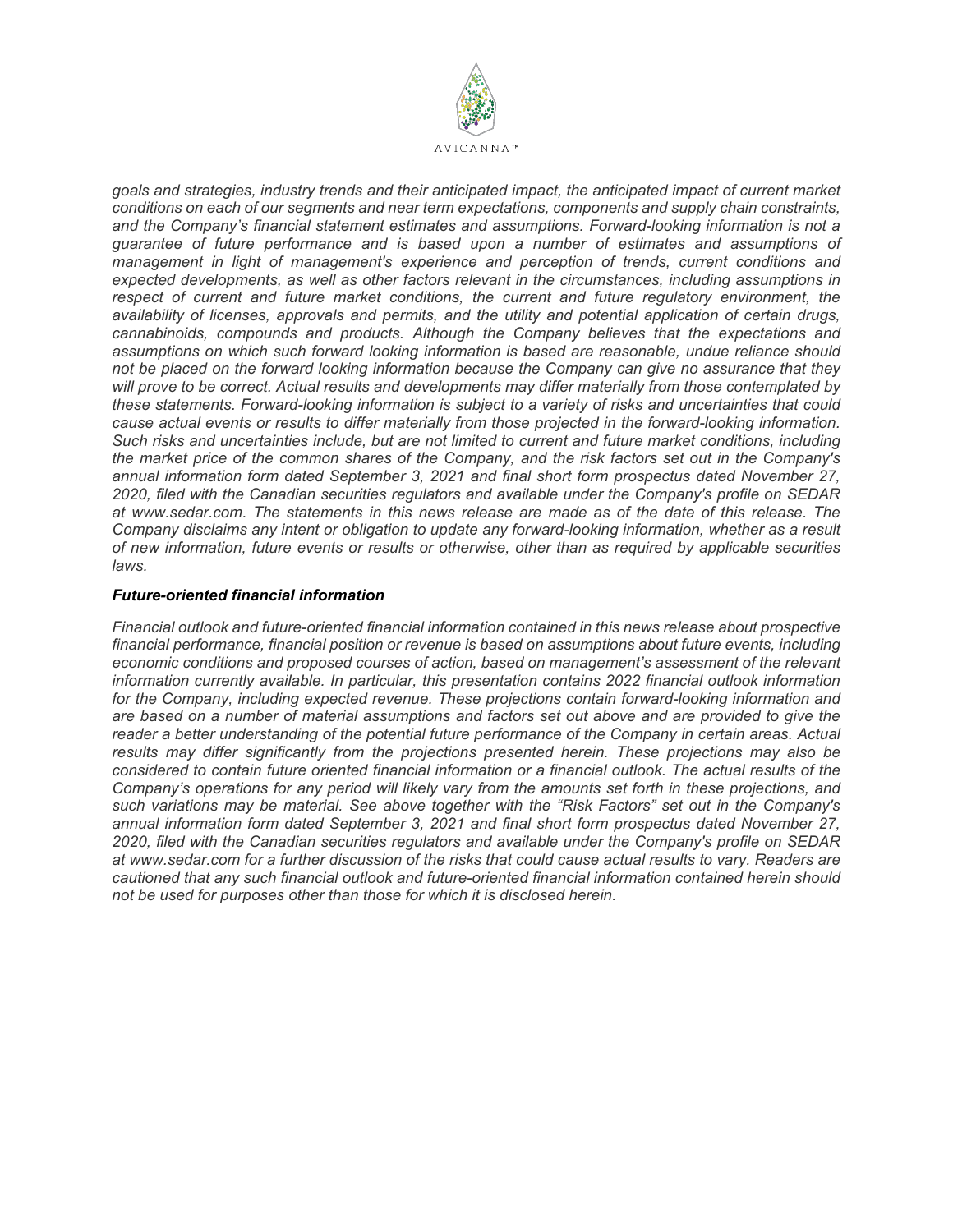*goals and strategies, industry trends and their anticipated impact, the anticipated impact of current market conditions on each of our segments and near term expectations, components and supply chain constraints, and the Company's financial statement estimates and assumptions. Forward-looking information is not a guarantee of future performance and is based upon a number of estimates and assumptions of management in light of management's experience and perception of trends, current conditions and expected developments, as well as other factors relevant in the circumstances, including assumptions in respect of current and future market conditions, the current and future regulatory environment, the availability of licenses, approvals and permits, and the utility and potential application of certain drugs, cannabinoids, compounds and products. Although the Company believes that the expectations and assumptions on which such forward looking information is based are reasonable, undue reliance should not be placed on the forward looking information because the Company can give no assurance that they will prove to be correct. Actual results and developments may differ materially from those contemplated by these statements. Forward-looking information is subject to a variety of risks and uncertainties that could cause actual events or results to differ materially from those projected in the forward-looking information. Such risks and uncertainties include, but are not limited to current and future market conditions, including the market price of the common shares of the Company, and the risk factors set out in the Company's annual information form dated September 3, 2021 and final short form prospectus dated November 27, 2020, filed with the Canadian securities regulators and available under the Company's profile on SEDAR at www.sedar.com. The statements in this news release are made as of the date of this release. The Company disclaims any intent or obligation to update any forward-looking information, whether as a result of new information, future events or results or otherwise, other than as required by applicable securities laws.*

***Future-oriented financial information***

*Financial outlook and future-oriented financial information contained in this news release about prospective financial performance, financial position or revenue is based on assumptions about future events, including economic conditions and proposed courses of action, based on management's assessment of the relevant information currently available. In particular, this presentation contains 2022 financial outlook information for the Company, including expected revenue. These projections contain forward-looking information and are based on a number of material assumptions and factors set out above and are provided to give the reader a better understanding of the potential future performance of the Company in certain areas. Actual results may differ significantly from the projections presented herein. These projections may also be considered to contain future oriented financial information or a financial outlook. The actual results of the Company's operations for any period will likely vary from the amounts set forth in these projections, and such variations may be material. See above together with the "Risk Factors" set out in the Company's annual information form dated September 3, 2021 and final short form prospectus dated November 27, 2020, filed with the Canadian securities regulators and available under the Company's profile on SEDAR at www.sedar.com for a further discussion of the risks that could cause actual results to vary. Readers are cautioned that any such financial outlook and future-oriented financial information contained herein should not be used for purposes other than those for which it is disclosed herein.*